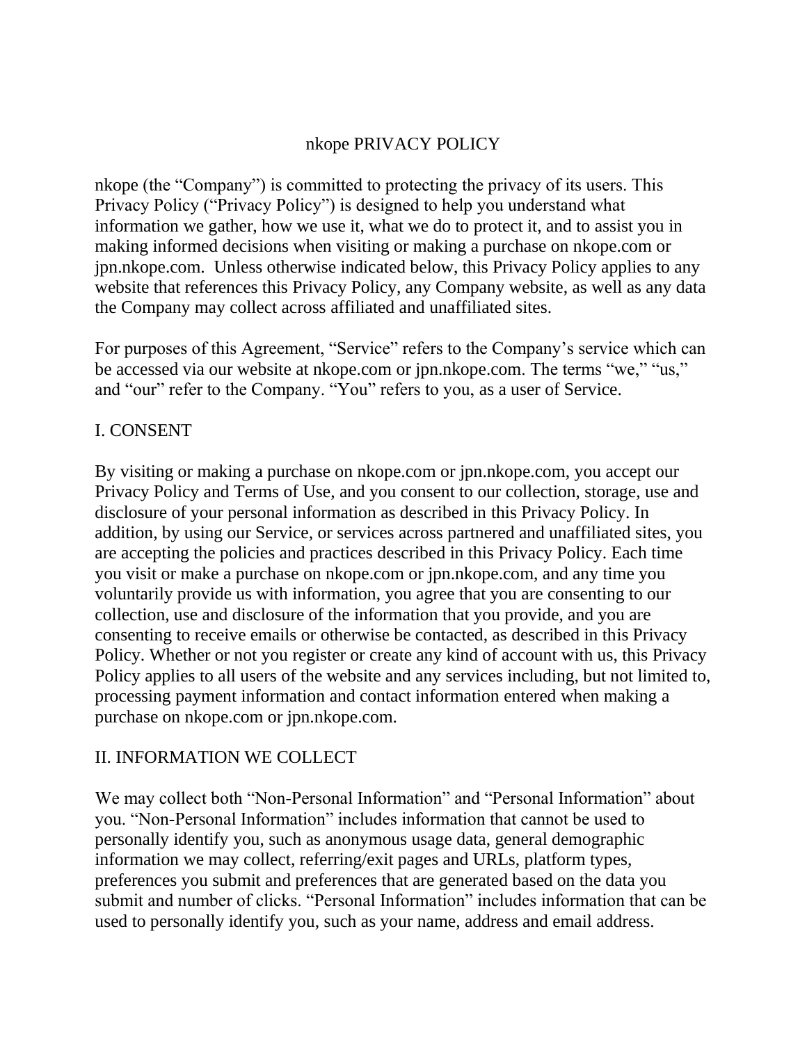# nkope PRIVACY POLICY

nkope (the "Company") is committed to protecting the privacy of its users. This Privacy Policy ("Privacy Policy") is designed to help you understand what information we gather, how we use it, what we do to protect it, and to assist you in making informed decisions when visiting or making a purchase on nkope.com or jpn.nkope.com. Unless otherwise indicated below, this Privacy Policy applies to any website that references this Privacy Policy, any Company website, as well as any data the Company may collect across affiliated and unaffiliated sites.

For purposes of this Agreement, "Service" refers to the Company's service which can be accessed via our website at nkope.com or jpn.nkope.com. The terms "we," "us," and "our" refer to the Company. "You" refers to you, as a user of Service.

## I. CONSENT

By visiting or making a purchase on nkope.com or jpn.nkope.com, you accept our Privacy Policy and Terms of Use, and you consent to our collection, storage, use and disclosure of your personal information as described in this Privacy Policy. In addition, by using our Service, or services across partnered and unaffiliated sites, you are accepting the policies and practices described in this Privacy Policy. Each time you visit or make a purchase on nkope.com or jpn.nkope.com, and any time you voluntarily provide us with information, you agree that you are consenting to our collection, use and disclosure of the information that you provide, and you are consenting to receive emails or otherwise be contacted, as described in this Privacy Policy. Whether or not you register or create any kind of account with us, this Privacy Policy applies to all users of the website and any services including, but not limited to, processing payment information and contact information entered when making a purchase on nkope.com or jpn.nkope.com.

## II. INFORMATION WE COLLECT

We may collect both "Non-Personal Information" and "Personal Information" about you. "Non-Personal Information" includes information that cannot be used to personally identify you, such as anonymous usage data, general demographic information we may collect, referring/exit pages and URLs, platform types, preferences you submit and preferences that are generated based on the data you submit and number of clicks. "Personal Information" includes information that can be used to personally identify you, such as your name, address and email address.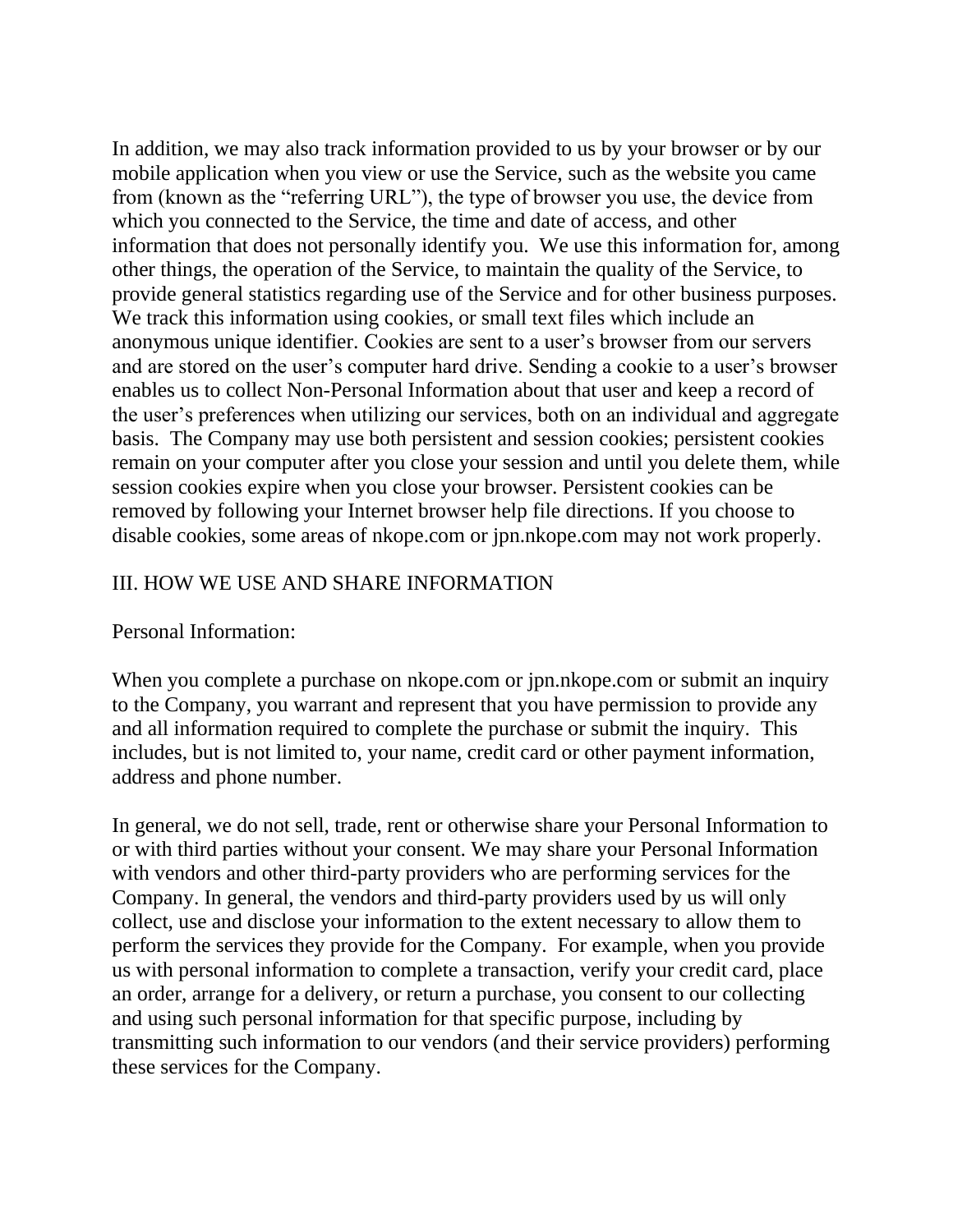In addition, we may also track information provided to us by your browser or by our mobile application when you view or use the Service, such as the website you came from (known as the "referring URL"), the type of browser you use, the device from which you connected to the Service, the time and date of access, and other information that does not personally identify you. We use this information for, among other things, the operation of the Service, to maintain the quality of the Service, to provide general statistics regarding use of the Service and for other business purposes. We track this information using cookies, or small text files which include an anonymous unique identifier. Cookies are sent to a user's browser from our servers and are stored on the user's computer hard drive. Sending a cookie to a user's browser enables us to collect Non-Personal Information about that user and keep a record of the user's preferences when utilizing our services, both on an individual and aggregate basis. The Company may use both persistent and session cookies; persistent cookies remain on your computer after you close your session and until you delete them, while session cookies expire when you close your browser. Persistent cookies can be removed by following your Internet browser help file directions. If you choose to disable cookies, some areas of nkope.com or jpn.nkope.com may not work properly.

## III. HOW WE USE AND SHARE INFORMATION

Personal Information:

When you complete a purchase on nkope.com or jpn.nkope.com or submit an inquiry to the Company, you warrant and represent that you have permission to provide any and all information required to complete the purchase or submit the inquiry. This includes, but is not limited to, your name, credit card or other payment information, address and phone number.

In general, we do not sell, trade, rent or otherwise share your Personal Information to or with third parties without your consent. We may share your Personal Information with vendors and other third-party providers who are performing services for the Company. In general, the vendors and third-party providers used by us will only collect, use and disclose your information to the extent necessary to allow them to perform the services they provide for the Company. For example, when you provide us with personal information to complete a transaction, verify your credit card, place an order, arrange for a delivery, or return a purchase, you consent to our collecting and using such personal information for that specific purpose, including by transmitting such information to our vendors (and their service providers) performing these services for the Company.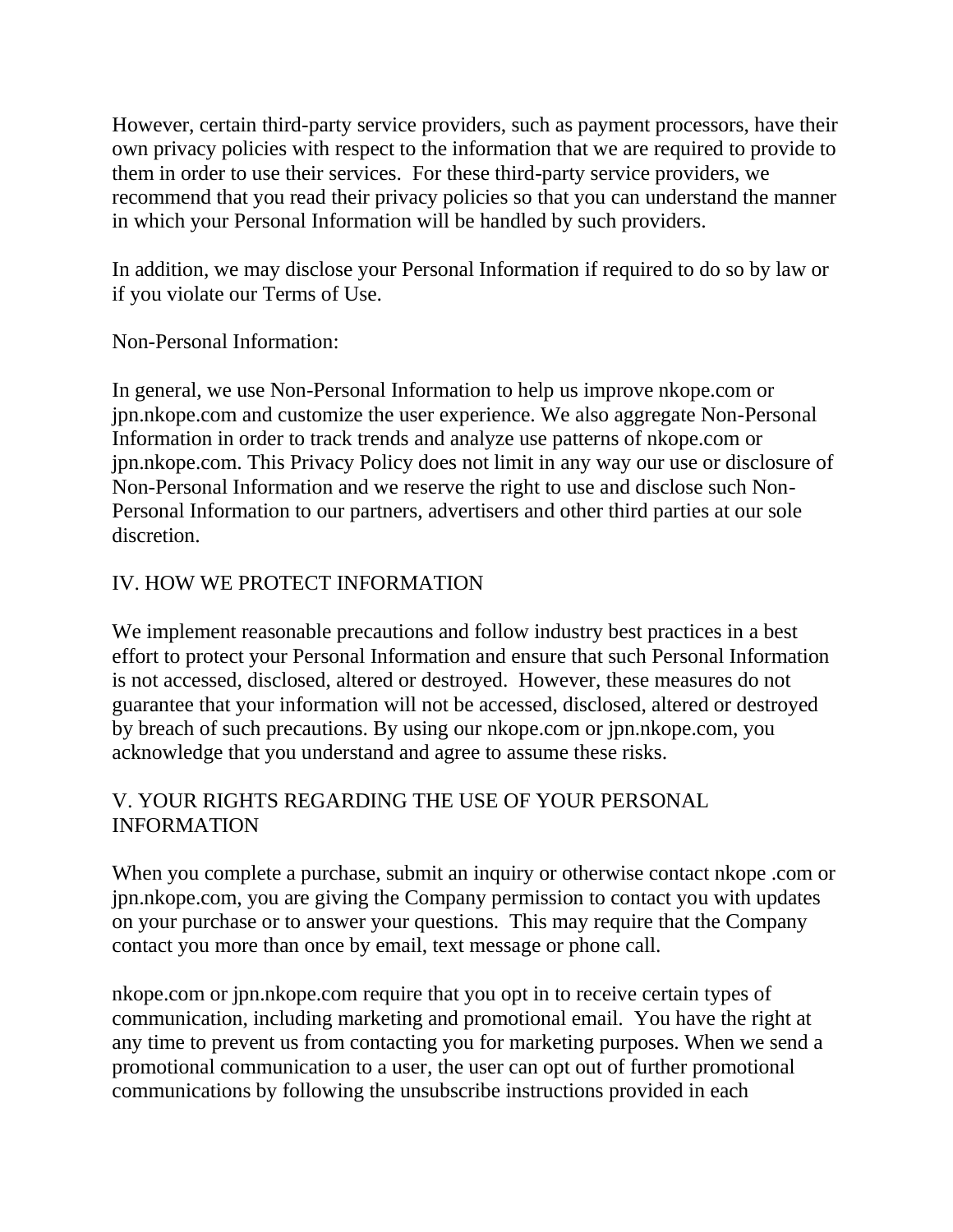However, certain third-party service providers, such as payment processors, have their own privacy policies with respect to the information that we are required to provide to them in order to use their services. For these third-party service providers, we recommend that you read their privacy policies so that you can understand the manner in which your Personal Information will be handled by such providers.

In addition, we may disclose your Personal Information if required to do so by law or if you violate our Terms of Use.

Non-Personal Information:

In general, we use Non-Personal Information to help us improve nkope.com or jpn.nkope.com and customize the user experience. We also aggregate Non-Personal Information in order to track trends and analyze use patterns of nkope.com or jpn.nkope.com. This Privacy Policy does not limit in any way our use or disclosure of Non-Personal Information and we reserve the right to use and disclose such Non-Personal Information to our partners, advertisers and other third parties at our sole discretion.

## IV. HOW WE PROTECT INFORMATION

We implement reasonable precautions and follow industry best practices in a best effort to protect your Personal Information and ensure that such Personal Information is not accessed, disclosed, altered or destroyed. However, these measures do not guarantee that your information will not be accessed, disclosed, altered or destroyed by breach of such precautions. By using our nkope.com or jpn.nkope.com, you acknowledge that you understand and agree to assume these risks.

## V. YOUR RIGHTS REGARDING THE USE OF YOUR PERSONAL INFORMATION

When you complete a purchase, submit an inquiry or otherwise contact nkope .com or jpn.nkope.com, you are giving the Company permission to contact you with updates on your purchase or to answer your questions. This may require that the Company contact you more than once by email, text message or phone call.

nkope.com or jpn.nkope.com require that you opt in to receive certain types of communication, including marketing and promotional email. You have the right at any time to prevent us from contacting you for marketing purposes. When we send a promotional communication to a user, the user can opt out of further promotional communications by following the unsubscribe instructions provided in each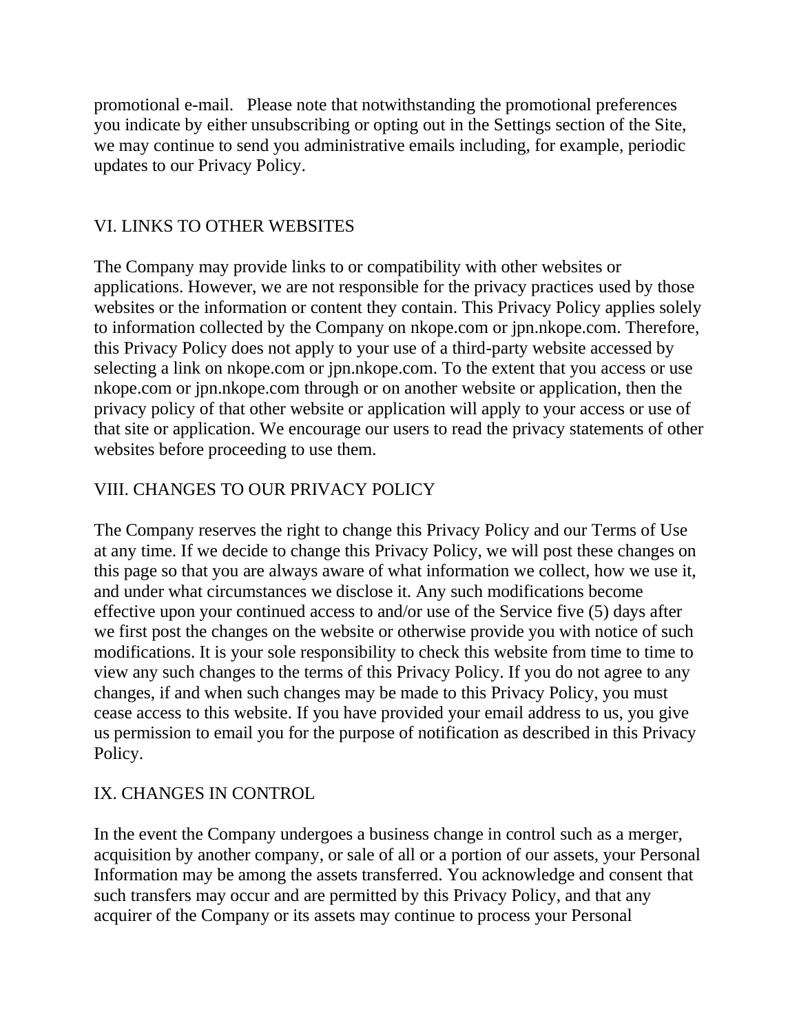promotional e-mail. Please note that notwithstanding the promotional preferences you indicate by either unsubscribing or opting out in the Settings section of the Site, we may continue to send you administrative emails including, for example, periodic updates to our Privacy Policy.

## VI. LINKS TO OTHER WEBSITES

The Company may provide links to or compatibility with other websites or applications. However, we are not responsible for the privacy practices used by those websites or the information or content they contain. This Privacy Policy applies solely to information collected by the Company on nkope.com or jpn.nkope.com. Therefore, this Privacy Policy does not apply to your use of a third-party website accessed by selecting a link on nkope.com or jpn.nkope.com. To the extent that you access or use nkope.com or jpn.nkope.com through or on another website or application, then the privacy policy of that other website or application will apply to your access or use of that site or application. We encourage our users to read the privacy statements of other websites before proceeding to use them.

## VIII. CHANGES TO OUR PRIVACY POLICY

The Company reserves the right to change this Privacy Policy and our Terms of Use at any time. If we decide to change this Privacy Policy, we will post these changes on this page so that you are always aware of what information we collect, how we use it, and under what circumstances we disclose it. Any such modifications become effective upon your continued access to and/or use of the Service five (5) days after we first post the changes on the website or otherwise provide you with notice of such modifications. It is your sole responsibility to check this website from time to time to view any such changes to the terms of this Privacy Policy. If you do not agree to any changes, if and when such changes may be made to this Privacy Policy, you must cease access to this website. If you have provided your email address to us, you give us permission to email you for the purpose of notification as described in this Privacy Policy.

## IX. CHANGES IN CONTROL

In the event the Company undergoes a business change in control such as a merger, acquisition by another company, or sale of all or a portion of our assets, your Personal Information may be among the assets transferred. You acknowledge and consent that such transfers may occur and are permitted by this Privacy Policy, and that any acquirer of the Company or its assets may continue to process your Personal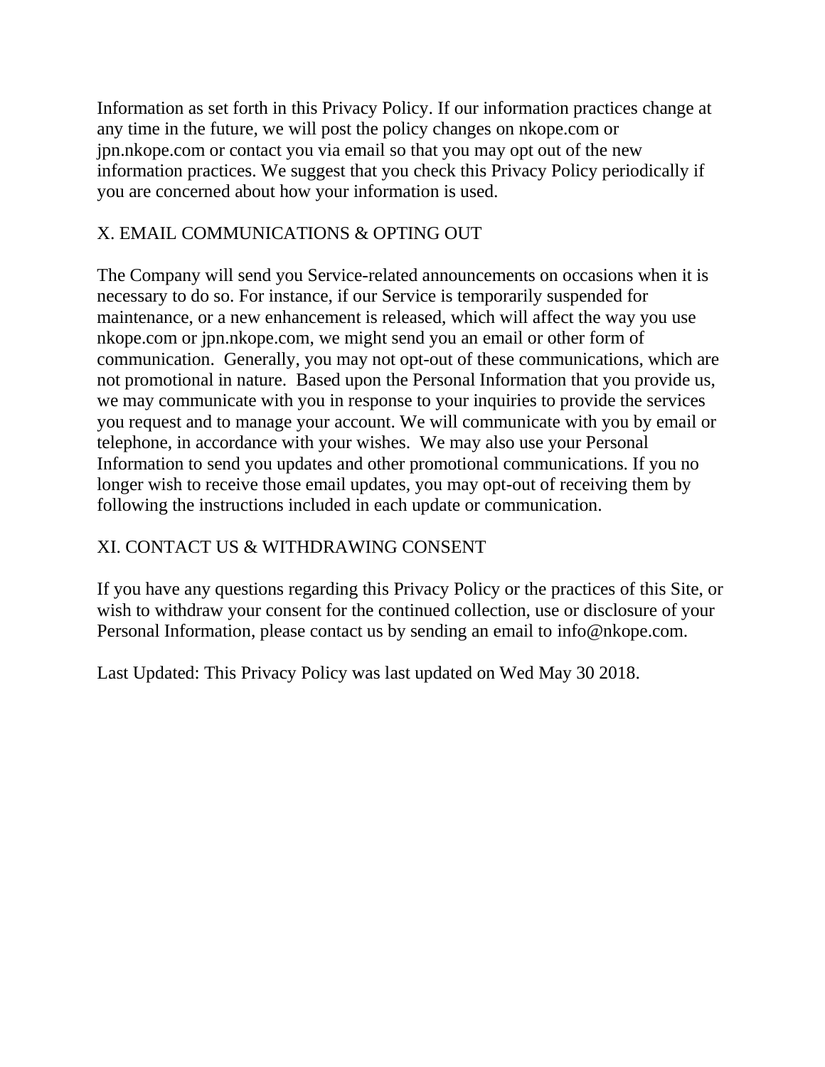Information as set forth in this Privacy Policy. If our information practices change at any time in the future, we will post the policy changes on nkope.com or jpn.nkope.com or contact you via email so that you may opt out of the new information practices. We suggest that you check this Privacy Policy periodically if you are concerned about how your information is used.

## X. EMAIL COMMUNICATIONS & OPTING OUT

The Company will send you Service-related announcements on occasions when it is necessary to do so. For instance, if our Service is temporarily suspended for maintenance, or a new enhancement is released, which will affect the way you use nkope.com or jpn.nkope.com, we might send you an email or other form of communication. Generally, you may not opt-out of these communications, which are not promotional in nature. Based upon the Personal Information that you provide us, we may communicate with you in response to your inquiries to provide the services you request and to manage your account. We will communicate with you by email or telephone, in accordance with your wishes. We may also use your Personal Information to send you updates and other promotional communications. If you no longer wish to receive those email updates, you may opt-out of receiving them by following the instructions included in each update or communication.

## XI. CONTACT US & WITHDRAWING CONSENT

If you have any questions regarding this Privacy Policy or the practices of this Site, or wish to withdraw your consent for the continued collection, use or disclosure of your Personal Information, please contact us by sending an email to info@nkope.com.

Last Updated: This Privacy Policy was last updated on Wed May 30 2018.